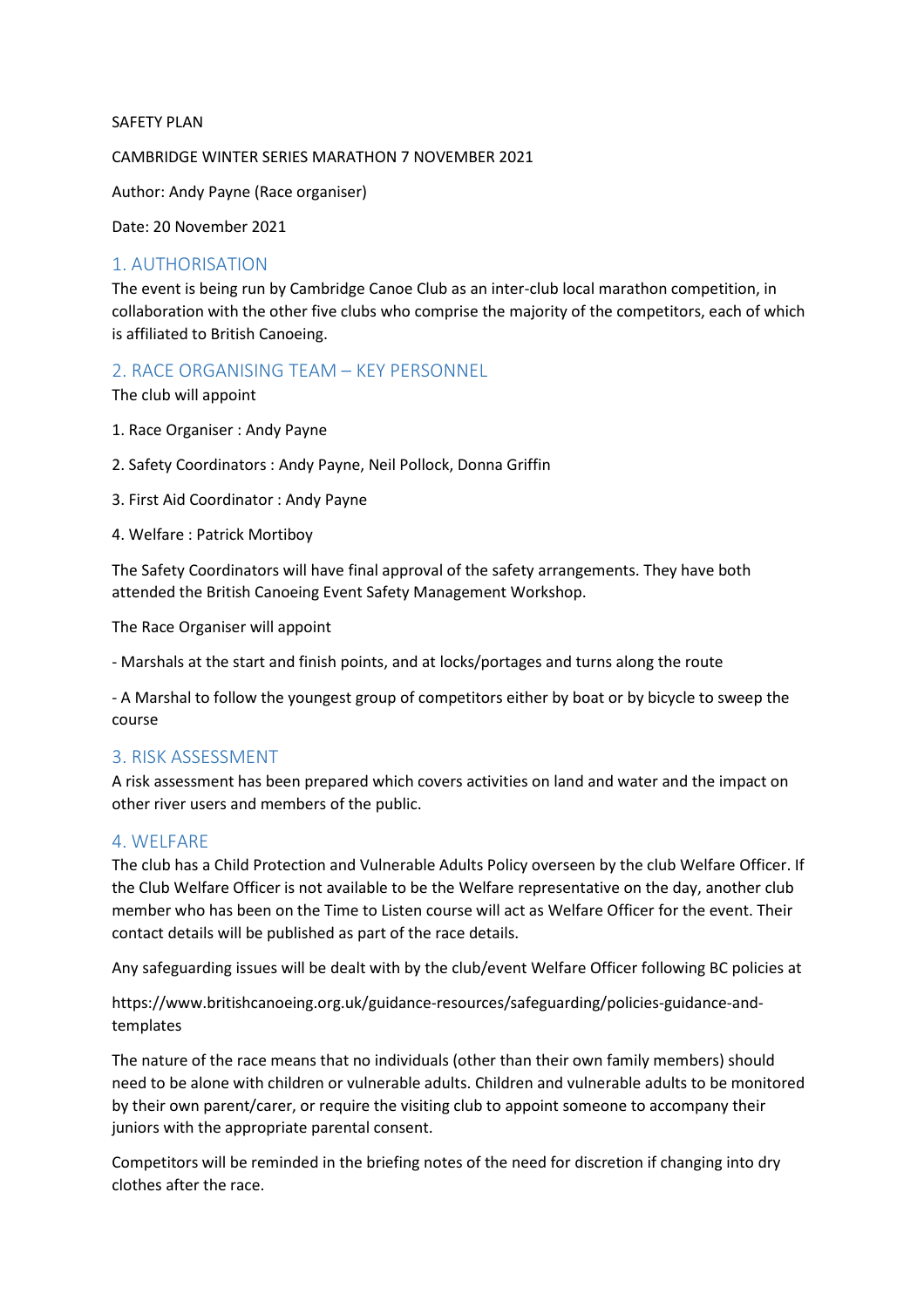SAFETY PLAN

CAMBRIDGE WINTER SERIES MARATHON 7 NOVEMBER 2021

Author: Andy Payne (Race organiser)

Date: 20 November 2021

## 1. AUTHORISATION

The event is being run by Cambridge Canoe Club as an inter-club local marathon competition, in collaboration with the other five clubs who comprise the majority of the competitors, each of which is affiliated to British Canoeing.

## 2. RACE ORGANISING TEAM – KEY PERSONNEL

The club will appoint

1. Race Organiser : Andy Payne

2. Safety Coordinators : Andy Payne, Neil Pollock, Donna Griffin

3. First Aid Coordinator : Andy Payne

4. Welfare : Patrick Mortiboy

The Safety Coordinators will have final approval of the safety arrangements. They have both attended the British Canoeing Event Safety Management Workshop.

The Race Organiser will appoint

- Marshals at the start and finish points, and at locks/portages and turns along the route

- A Marshal to follow the youngest group of competitors either by boat or by bicycle to sweep the course

## 3. RISK ASSESSMENT

A risk assessment has been prepared which covers activities on land and water and the impact on other river users and members of the public.

## 4. WELFARE

The club has a Child Protection and Vulnerable Adults Policy overseen by the club Welfare Officer. If the Club Welfare Officer is not available to be the Welfare representative on the day, another club member who has been on the Time to Listen course will act as Welfare Officer for the event. Their contact details will be published as part of the race details.

Any safeguarding issues will be dealt with by the club/event Welfare Officer following BC policies at

https://www.britishcanoeing.org.uk/guidance-resources/safeguarding/policies-guidance-and-templates

The nature of the race means that no individuals (other than their own family members) should need to be alone with children or vulnerable adults. Children and vulnerable adults to be monitored by their own parent/carer, or require the visiting club to appoint someone to accompany their juniors with the appropriate parental consent.

Competitors will be reminded in the briefing notes of the need for discretion if changing into dry clothes after the race.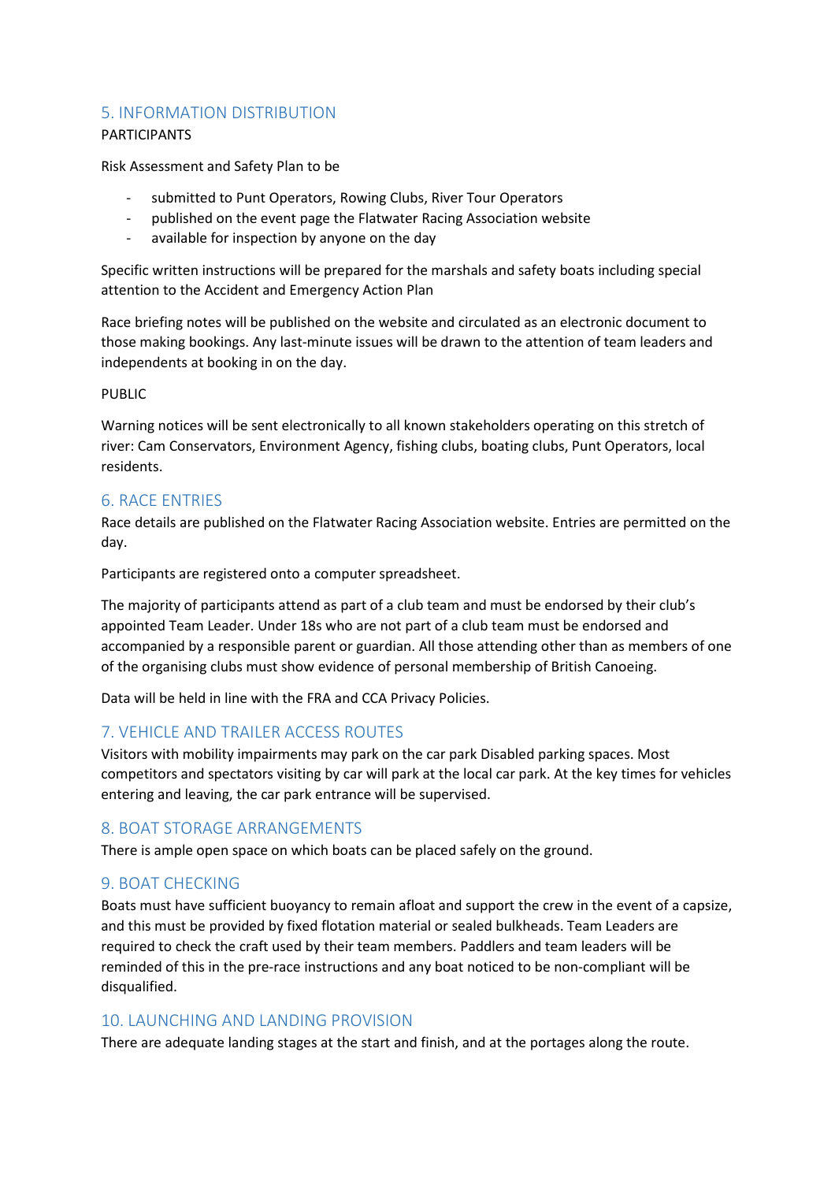## 5. INFORMATION DISTRIBUTION

PARTICIPANTS

Risk Assessment and Safety Plan to be

- submitted to Punt Operators, Rowing Clubs, River Tour Operators
- published on the event page the Flatwater Racing Association website
- available for inspection by anyone on the day

Specific written instructions will be prepared for the marshals and safety boats including special attention to the Accident and Emergency Action Plan

Race briefing notes will be published on the website and circulated as an electronic document to those making bookings. Any last-minute issues will be drawn to the attention of team leaders and independents at booking in on the day.

PUBLIC

Warning notices will be sent electronically to all known stakeholders operating on this stretch of river: Cam Conservators, Environment Agency, fishing clubs, boating clubs, Punt Operators, local residents.

## 6. RACE ENTRIES

Race details are published on the Flatwater Racing Association website. Entries are permitted on the day.

Participants are registered onto a computer spreadsheet.

The majority of participants attend as part of a club team and must be endorsed by their club's appointed Team Leader. Under 18s who are not part of a club team must be endorsed and accompanied by a responsible parent or guardian. All those attending other than as members of one of the organising clubs must show evidence of personal membership of British Canoeing.

Data will be held in line with the FRA and CCA Privacy Policies.

## 7. VEHICLE AND TRAILER ACCESS ROUTES

Visitors with mobility impairments may park on the car park Disabled parking spaces. Most competitors and spectators visiting by car will park at the local car park. At the key times for vehicles entering and leaving, the car park entrance will be supervised.

## 8. BOAT STORAGE ARRANGEMENTS

There is ample open space on which boats can be placed safely on the ground.

## 9. BOAT CHECKING

Boats must have sufficient buoyancy to remain afloat and support the crew in the event of a capsize, and this must be provided by fixed flotation material or sealed bulkheads. Team Leaders are required to check the craft used by their team members. Paddlers and team leaders will be reminded of this in the pre-race instructions and any boat noticed to be non-compliant will be disqualified.

## 10. LAUNCHING AND LANDING PROVISION

There are adequate landing stages at the start and finish, and at the portages along the route.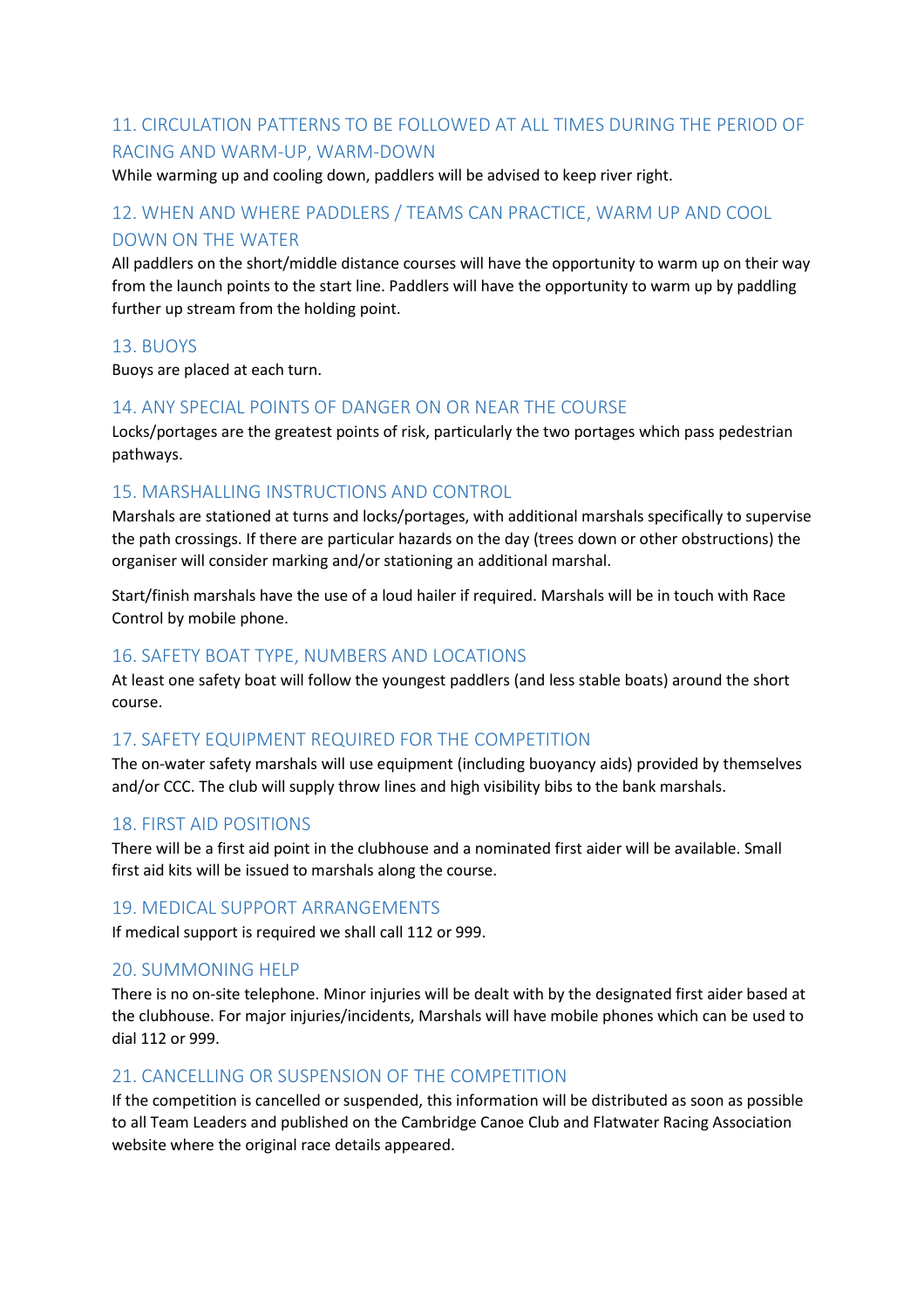## 11. CIRCULATION PATTERNS TO BE FOLLOWED AT ALL TIMES DURING THE PERIOD OF RACING AND WARM-UP, WARM-DOWN

While warming up and cooling down, paddlers will be advised to keep river right.

## 12. WHEN AND WHERE PADDLERS / TEAMS CAN PRACTICE, WARM UP AND COOL DOWN ON THE WATER

All paddlers on the short/middle distance courses will have the opportunity to warm up on their way from the launch points to the start line. Paddlers will have the opportunity to warm up by paddling further up stream from the holding point.

## 13. BUOYS

Buoys are placed at each turn.

## 14. ANY SPECIAL POINTS OF DANGER ON OR NEAR THE COURSE

Locks/portages are the greatest points of risk, particularly the two portages which pass pedestrian pathways.

## 15. MARSHALLING INSTRUCTIONS AND CONTROL

Marshals are stationed at turns and locks/portages, with additional marshals specifically to supervise the path crossings. If there are particular hazards on the day (trees down or other obstructions) the organiser will consider marking and/or stationing an additional marshal.

Start/finish marshals have the use of a loud hailer if required. Marshals will be in touch with Race Control by mobile phone.

## 16. SAFETY BOAT TYPE, NUMBERS AND LOCATIONS

At least one safety boat will follow the youngest paddlers (and less stable boats) around the short course.

## 17. SAFETY EQUIPMENT REQUIRED FOR THE COMPETITION

The on-water safety marshals will use equipment (including buoyancy aids) provided by themselves and/or CCC. The club will supply throw lines and high visibility bibs to the bank marshals.

## 18. FIRST AID POSITIONS

There will be a first aid point in the clubhouse and a nominated first aider will be available. Small first aid kits will be issued to marshals along the course.

## 19. MEDICAL SUPPORT ARRANGEMENTS

If medical support is required we shall call 112 or 999.

## 20. SUMMONING HELP

There is no on-site telephone. Minor injuries will be dealt with by the designated first aider based at the clubhouse. For major injuries/incidents, Marshals will have mobile phones which can be used to dial 112 or 999.

## 21. CANCELLING OR SUSPENSION OF THE COMPETITION

If the competition is cancelled or suspended, this information will be distributed as soon as possible to all Team Leaders and published on the Cambridge Canoe Club and Flatwater Racing Association website where the original race details appeared.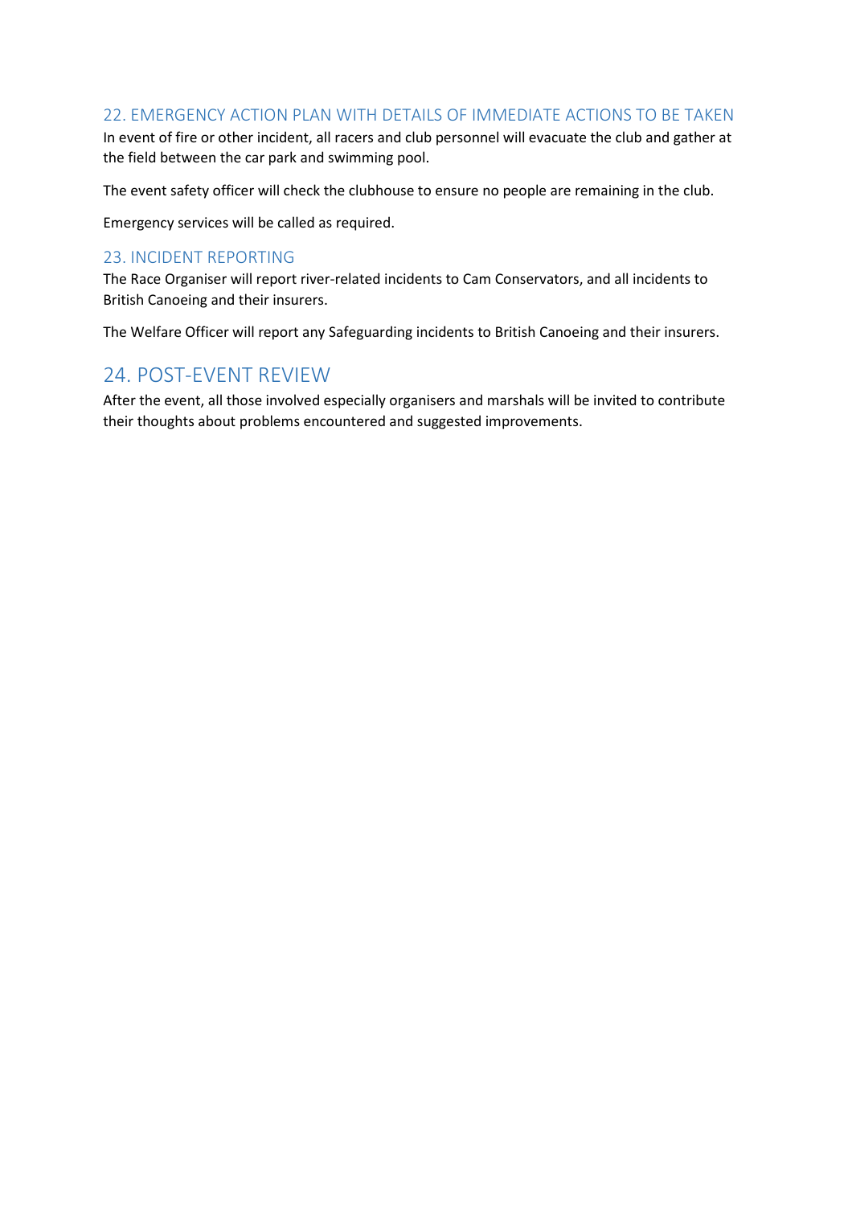### 22. EMERGENCY ACTION PLAN WITH DETAILS OF IMMEDIATE ACTIONS TO BE TAKEN

In event of fire or other incident, all racers and club personnel will evacuate the club and gather at the field between the car park and swimming pool.

The event safety officer will check the clubhouse to ensure no people are remaining in the club.

Emergency services will be called as required.

### 23. INCIDENT REPORTING

The Race Organiser will report river-related incidents to Cam Conservators, and all incidents to British Canoeing and their insurers.

The Welfare Officer will report any Safeguarding incidents to British Canoeing and their insurers.

## 24. POST-EVENT REVIEW

After the event, all those involved especially organisers and marshals will be invited to contribute their thoughts about problems encountered and suggested improvements.